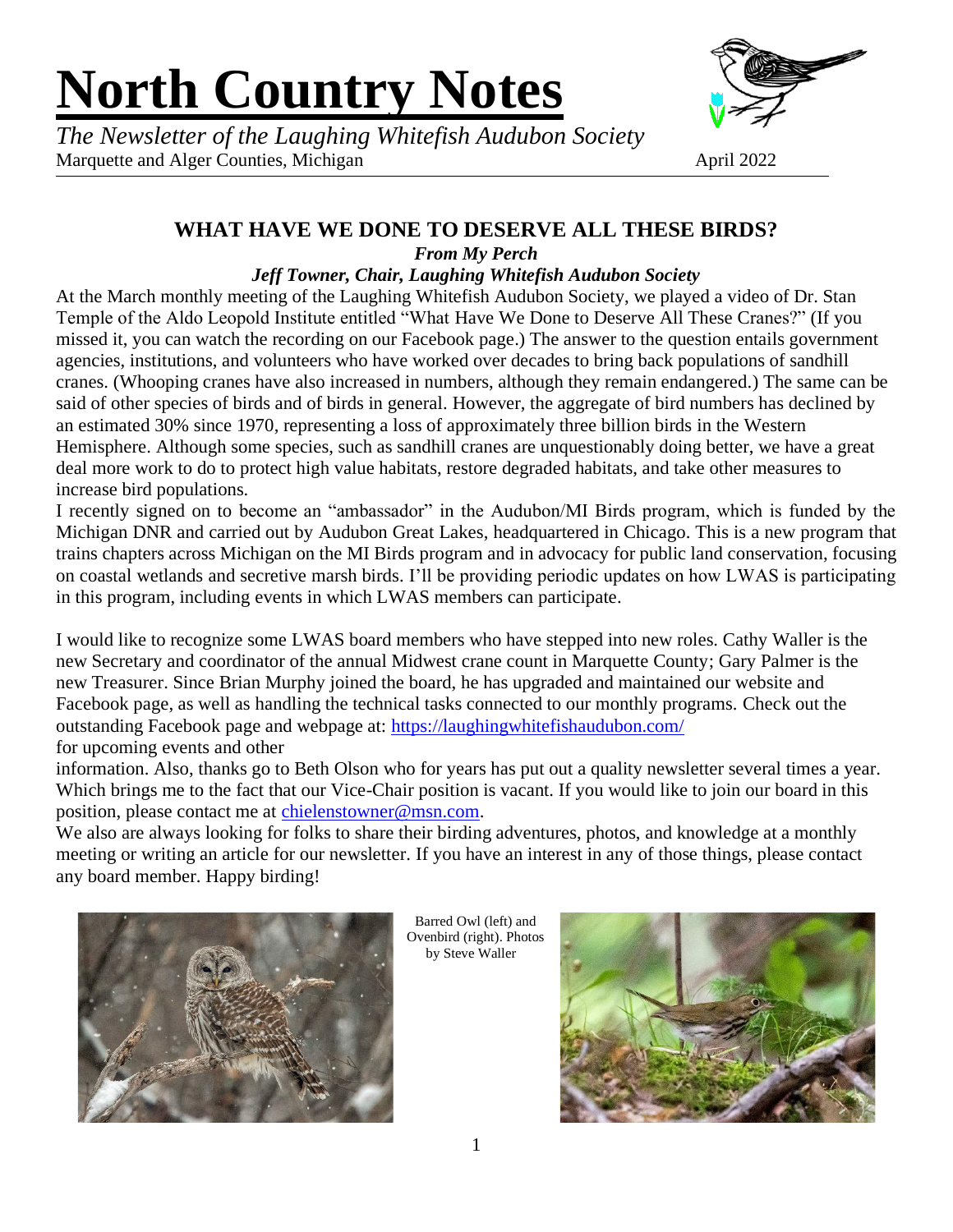# North Country Notes

*The Newsletter of the Laughing Whitefish Audubon Society*
Marquette and Alger Counties, Michigan April 2022

## WHAT HAVE WE DONE TO DESERVE ALL THESE BIRDS?

***From My Perch***

***Jeff Towner, Chair, Laughing Whitefish Audubon Society***

At the March monthly meeting of the Laughing Whitefish Audubon Society, we played a video of Dr. Stan Temple of the Aldo Leopold Institute entitled "What Have We Done to Deserve All These Cranes?" (If you missed it, you can watch the recording on our Facebook page.) The answer to the question entails government agencies, institutions, and volunteers who have worked over decades to bring back populations of sandhill cranes. (Whooping cranes have also increased in numbers, although they remain endangered.) The same can be said of other species of birds and of birds in general. However, the aggregate of bird numbers has declined by an estimated 30% since 1970, representing a loss of approximately three billion birds in the Western Hemisphere. Although some species, such as sandhill cranes are unquestionably doing better, we have a great deal more work to do to protect high value habitats, restore degraded habitats, and take other measures to increase bird populations.

I recently signed on to become an "ambassador" in the Audubon/MI Birds program, which is funded by the Michigan DNR and carried out by Audubon Great Lakes, headquartered in Chicago. This is a new program that trains chapters across Michigan on the MI Birds program and in advocacy for public land conservation, focusing on coastal wetlands and secretive marsh birds. I'll be providing periodic updates on how LWAS is participating in this program, including events in which LWAS members can participate.

I would like to recognize some LWAS board members who have stepped into new roles. Cathy Waller is the new Secretary and coordinator of the annual Midwest crane count in Marquette County; Gary Palmer is the new Treasurer. Since Brian Murphy joined the board, he has upgraded and maintained our website and Facebook page, as well as handling the technical tasks connected to our monthly programs. Check out the outstanding Facebook page and webpage at: https://laughingwhitefishaudubon.com/ for upcoming events and other information. Also, thanks go to Beth Olson who for years has put out a quality newsletter several times a year. Which brings me to the fact that our Vice-Chair position is vacant. If you would like to join our board in this position, please contact me at chielenstowner@msn.com.

We also are always looking for folks to share their birding adventures, photos, and knowledge at a monthly meeting or writing an article for our newsletter. If you have an interest in any of those things, please contact any board member. Happy birding!

Barred Owl (left) and Ovenbird (right). Photos by Steve Waller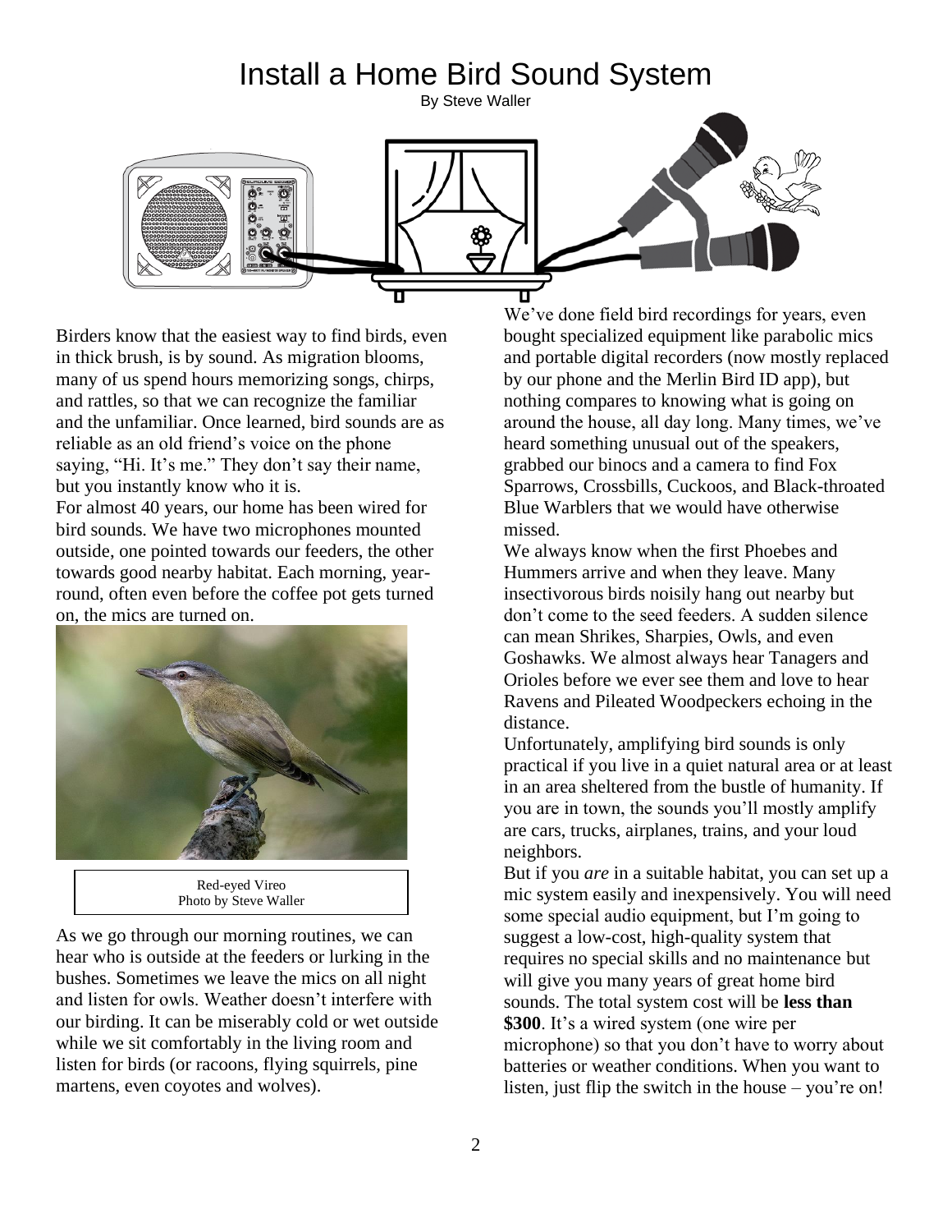# Install a Home Bird Sound System

By Steve Waller

Birders know that the easiest way to find birds, even in thick brush, is by sound. As migration blooms, many of us spend hours memorizing songs, chirps, and rattles, so that we can recognize the familiar and the unfamiliar. Once learned, bird sounds are as reliable as an old friend's voice on the phone saying, "Hi. It's me." They don't say their name, but you instantly know who it is.

For almost 40 years, our home has been wired for bird sounds. We have two microphones mounted outside, one pointed towards our feeders, the other towards good nearby habitat. Each morning, year-round, often even before the coffee pot gets turned on, the mics are turned on.

Red-eyed Vireo
Photo by Steve Waller

As we go through our morning routines, we can hear who is outside at the feeders or lurking in the bushes. Sometimes we leave the mics on all night and listen for owls. Weather doesn't interfere with our birding. It can be miserably cold or wet outside while we sit comfortably in the living room and listen for birds (or racoons, flying squirrels, pine martens, even coyotes and wolves).

We've done field bird recordings for years, even bought specialized equipment like parabolic mics and portable digital recorders (now mostly replaced by our phone and the Merlin Bird ID app), but nothing compares to knowing what is going on around the house, all day long. Many times, we've heard something unusual out of the speakers, grabbed our binocs and a camera to find Fox Sparrows, Crossbills, Cuckoos, and Black-throated Blue Warblers that we would have otherwise missed.

We always know when the first Phoebes and Hummers arrive and when they leave. Many insectivorous birds noisily hang out nearby but don't come to the seed feeders. A sudden silence can mean Shrikes, Sharpies, Owls, and even Goshawks. We almost always hear Tanagers and Orioles before we ever see them and love to hear Ravens and Pileated Woodpeckers echoing in the distance.

Unfortunately, amplifying bird sounds is only practical if you live in a quiet natural area or at least in an area sheltered from the bustle of humanity. If you are in town, the sounds you'll mostly amplify are cars, trucks, airplanes, trains, and your loud neighbors.

But if you *are* in a suitable habitat, you can set up a mic system easily and inexpensively. You will need some special audio equipment, but I'm going to suggest a low-cost, high-quality system that requires no special skills and no maintenance but will give you many years of great home bird sounds. The total system cost will be **less than $300**. It's a wired system (one wire per microphone) so that you don't have to worry about batteries or weather conditions. When you want to listen, just flip the switch in the house – you're on!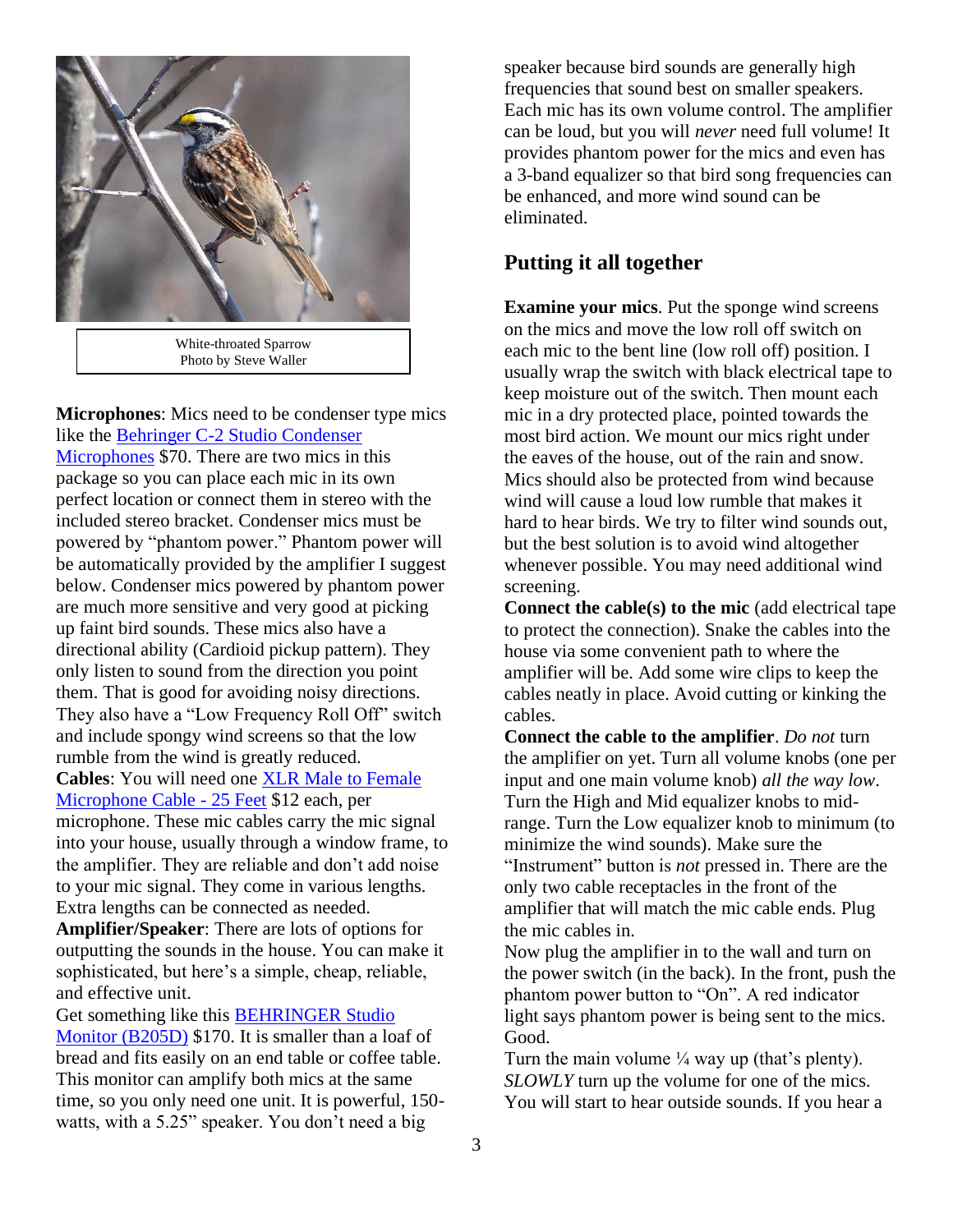White-throated Sparrow
Photo by Steve Waller

**Microphones**: Mics need to be condenser type mics like the [Behringer C-2 Studio Condenser Microphones] $70. There are two mics in this package so you can place each mic in its own perfect location or connect them in stereo with the included stereo bracket. Condenser mics must be powered by "phantom power." Phantom power will be automatically provided by the amplifier I suggest below. Condenser mics powered by phantom power are much more sensitive and very good at picking up faint bird sounds. These mics also have a directional ability (Cardioid pickup pattern). They only listen to sound from the direction you point them. That is good for avoiding noisy directions. They also have a "Low Frequency Roll Off" switch and include spongy wind screens so that the low rumble from the wind is greatly reduced.

**Cables**: You will need one [XLR Male to Female Microphone Cable - 25 Feet] $12 each, per microphone. These mic cables carry the mic signal into your house, usually through a window frame, to the amplifier. They are reliable and don't add noise to your mic signal. They come in various lengths. Extra lengths can be connected as needed.

**Amplifier/Speaker**: There are lots of options for outputting the sounds in the house. You can make it sophisticated, but here's a simple, cheap, reliable, and effective unit.

Get something like this [BEHRINGER Studio Monitor (B205D)] $170. It is smaller than a loaf of bread and fits easily on an end table or coffee table. This monitor can amplify both mics at the same time, so you only need one unit. It is powerful, 150-watts, with a 5.25" speaker. You don't need a big speaker because bird sounds are generally high frequencies that sound best on smaller speakers. Each mic has its own volume control. The amplifier can be loud, but you will *never* need full volume! It provides phantom power for the mics and even has a 3-band equalizer so that bird song frequencies can be enhanced, and more wind sound can be eliminated.

## Putting it all together

**Examine your mics**. Put the sponge wind screens on the mics and move the low roll off switch on each mic to the bent line (low roll off) position. I usually wrap the switch with black electrical tape to keep moisture out of the switch. Then mount each mic in a dry protected place, pointed towards the most bird action. We mount our mics right under the eaves of the house, out of the rain and snow. Mics should also be protected from wind because wind will cause a loud low rumble that makes it hard to hear birds. We try to filter wind sounds out, but the best solution is to avoid wind altogether whenever possible. You may need additional wind screening.

**Connect the cable(s) to the mic** (add electrical tape to protect the connection). Snake the cables into the house via some convenient path to where the amplifier will be. Add some wire clips to keep the cables neatly in place. Avoid cutting or kinking the cables.

**Connect the cable to the amplifier**. *Do not* turn the amplifier on yet. Turn all volume knobs (one per input and one main volume knob) *all the way low*. Turn the High and Mid equalizer knobs to mid-range. Turn the Low equalizer knob to minimum (to minimize the wind sounds). Make sure the "Instrument" button is *not* pressed in. There are the only two cable receptacles in the front of the amplifier that will match the mic cable ends. Plug the mic cables in.

Now plug the amplifier in to the wall and turn on the power switch (in the back). In the front, push the phantom power button to "On". A red indicator light says phantom power is being sent to the mics. Good.

Turn the main volume ¼ way up (that's plenty). *SLOWLY* turn up the volume for one of the mics. You will start to hear outside sounds. If you hear a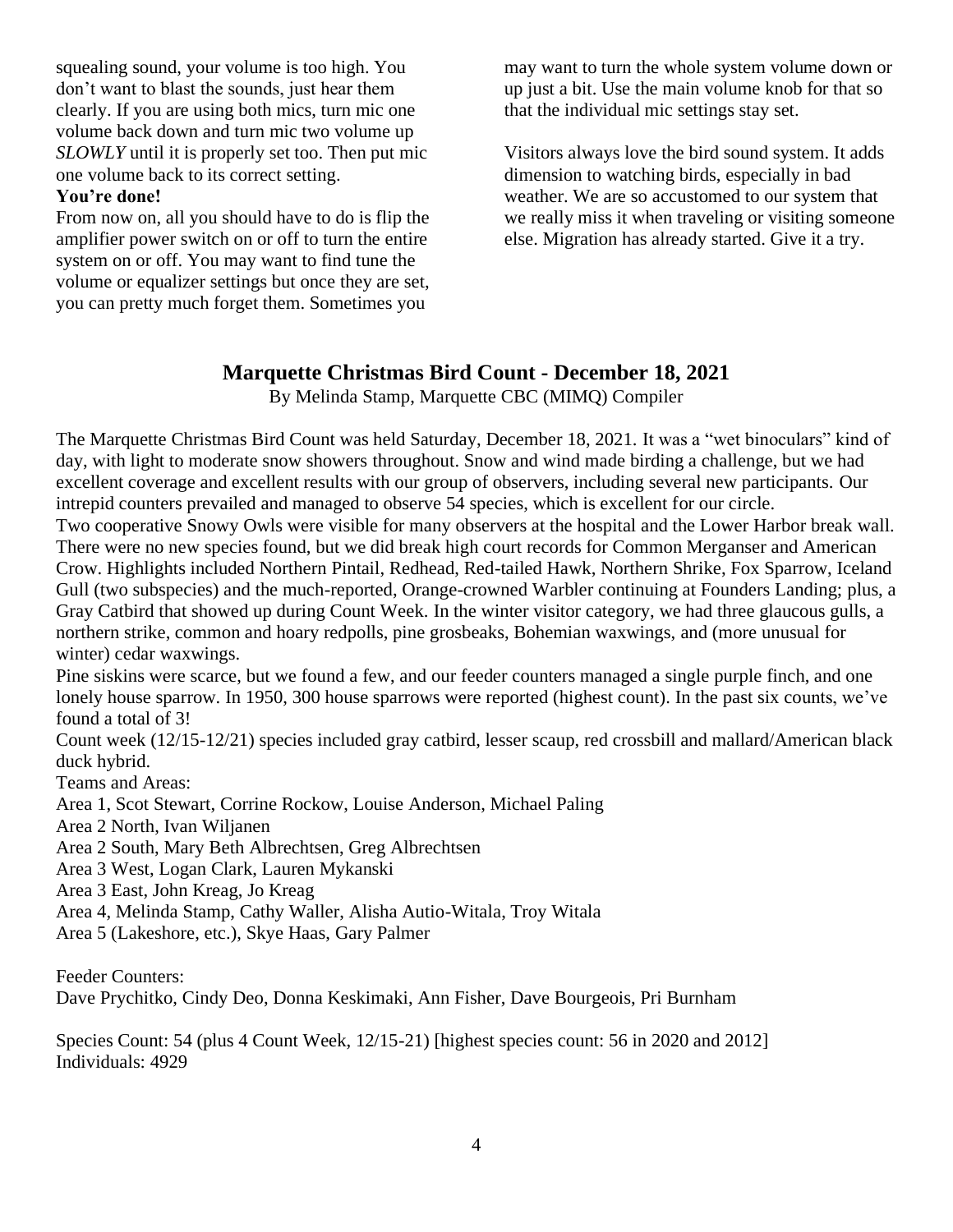squealing sound, your volume is too high. You don't want to blast the sounds, just hear them clearly. If you are using both mics, turn mic one volume back down and turn mic two volume up *SLOWLY* until it is properly set too. Then put mic one volume back to its correct setting.

**You're done!**

From now on, all you should have to do is flip the amplifier power switch on or off to turn the entire system on or off. You may want to find tune the volume or equalizer settings but once they are set, you can pretty much forget them. Sometimes you may want to turn the whole system volume down or up just a bit. Use the main volume knob for that so that the individual mic settings stay set.

Visitors always love the bird sound system. It adds dimension to watching birds, especially in bad weather. We are so accustomed to our system that we really miss it when traveling or visiting someone else. Migration has already started. Give it a try.

## Marquette Christmas Bird Count - December 18, 2021

By Melinda Stamp, Marquette CBC (MIMQ) Compiler

The Marquette Christmas Bird Count was held Saturday, December 18, 2021. It was a "wet binoculars" kind of day, with light to moderate snow showers throughout. Snow and wind made birding a challenge, but we had excellent coverage and excellent results with our group of observers, including several new participants. Our intrepid counters prevailed and managed to observe 54 species, which is excellent for our circle.

Two cooperative Snowy Owls were visible for many observers at the hospital and the Lower Harbor break wall. There were no new species found, but we did break high court records for Common Merganser and American Crow. Highlights included Northern Pintail, Redhead, Red-tailed Hawk, Northern Shrike, Fox Sparrow, Iceland Gull (two subspecies) and the much-reported, Orange-crowned Warbler continuing at Founders Landing; plus, a Gray Catbird that showed up during Count Week. In the winter visitor category, we had three glaucous gulls, a northern strike, common and hoary redpolls, pine grosbeaks, Bohemian waxwings, and (more unusual for winter) cedar waxwings.

Pine siskins were scarce, but we found a few, and our feeder counters managed a single purple finch, and one lonely house sparrow. In 1950, 300 house sparrows were reported (highest count). In the past six counts, we've found a total of 3!

Count week (12/15-12/21) species included gray catbird, lesser scaup, red crossbill and mallard/American black duck hybrid.

Teams and Areas:

Area 1, Scot Stewart, Corrine Rockow, Louise Anderson, Michael Paling

Area 2 North, Ivan Wiljanen

Area 2 South, Mary Beth Albrechtsen, Greg Albrechtsen

Area 3 West, Logan Clark, Lauren Mykanski

Area 3 East, John Kreag, Jo Kreag

Area 4, Melinda Stamp, Cathy Waller, Alisha Autio-Witala, Troy Witala

Area 5 (Lakeshore, etc.), Skye Haas, Gary Palmer

Feeder Counters:

Dave Prychitko, Cindy Deo, Donna Keskimaki, Ann Fisher, Dave Bourgeois, Pri Burnham

Species Count: 54 (plus 4 Count Week, 12/15-21) [highest species count: 56 in 2020 and 2012]

Individuals: 4929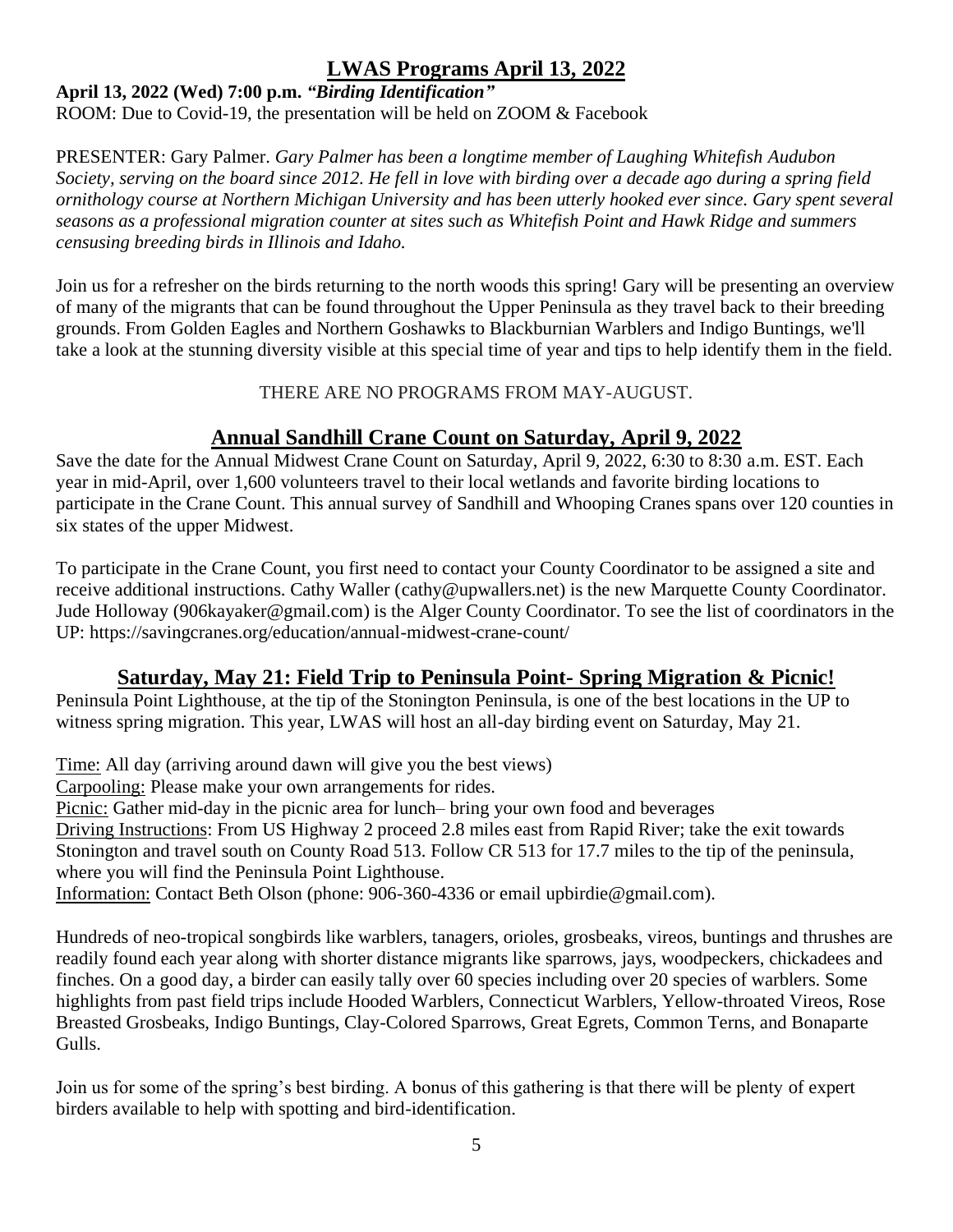## LWAS Programs April 13, 2022

**April 13, 2022 (Wed) 7:00 p.m.** ***"Birding Identification"***

ROOM: Due to Covid-19, the presentation will be held on ZOOM & Facebook

PRESENTER: Gary Palmer. *Gary Palmer has been a longtime member of Laughing Whitefish Audubon Society, serving on the board since 2012. He fell in love with birding over a decade ago during a spring field ornithology course at Northern Michigan University and has been utterly hooked ever since. Gary spent several seasons as a professional migration counter at sites such as Whitefish Point and Hawk Ridge and summers censusing breeding birds in Illinois and Idaho.*

Join us for a refresher on the birds returning to the north woods this spring! Gary will be presenting an overview of many of the migrants that can be found throughout the Upper Peninsula as they travel back to their breeding grounds. From Golden Eagles and Northern Goshawks to Blackburnian Warblers and Indigo Buntings, we'll take a look at the stunning diversity visible at this special time of year and tips to help identify them in the field.

THERE ARE NO PROGRAMS FROM MAY-AUGUST.

## Annual Sandhill Crane Count on Saturday, April 9, 2022

Save the date for the Annual Midwest Crane Count on Saturday, April 9, 2022, 6:30 to 8:30 a.m. EST. Each year in mid-April, over 1,600 volunteers travel to their local wetlands and favorite birding locations to participate in the Crane Count. This annual survey of Sandhill and Whooping Cranes spans over 120 counties in six states of the upper Midwest.

To participate in the Crane Count, you first need to contact your County Coordinator to be assigned a site and receive additional instructions. Cathy Waller (cathy@upwallers.net) is the new Marquette County Coordinator. Jude Holloway (906kayaker@gmail.com) is the Alger County Coordinator. To see the list of coordinators in the UP: https://savingcranes.org/education/annual-midwest-crane-count/

## Saturday, May 21: Field Trip to Peninsula Point- Spring Migration & Picnic!

Peninsula Point Lighthouse, at the tip of the Stonington Peninsula, is one of the best locations in the UP to witness spring migration. This year, LWAS will host an all-day birding event on Saturday, May 21.

Time: All day (arriving around dawn will give you the best views)

Carpooling: Please make your own arrangements for rides.

Picnic: Gather mid-day in the picnic area for lunch– bring your own food and beverages

Driving Instructions: From US Highway 2 proceed 2.8 miles east from Rapid River; take the exit towards Stonington and travel south on County Road 513. Follow CR 513 for 17.7 miles to the tip of the peninsula, where you will find the Peninsula Point Lighthouse.

Information: Contact Beth Olson (phone: 906-360-4336 or email upbirdie@gmail.com).

Hundreds of neo-tropical songbirds like warblers, tanagers, orioles, grosbeaks, vireos, buntings and thrushes are readily found each year along with shorter distance migrants like sparrows, jays, woodpeckers, chickadees and finches. On a good day, a birder can easily tally over 60 species including over 20 species of warblers. Some highlights from past field trips include Hooded Warblers, Connecticut Warblers, Yellow-throated Vireos, Rose Breasted Grosbeaks, Indigo Buntings, Clay-Colored Sparrows, Great Egrets, Common Terns, and Bonaparte Gulls.

Join us for some of the spring's best birding. A bonus of this gathering is that there will be plenty of expert birders available to help with spotting and bird-identification.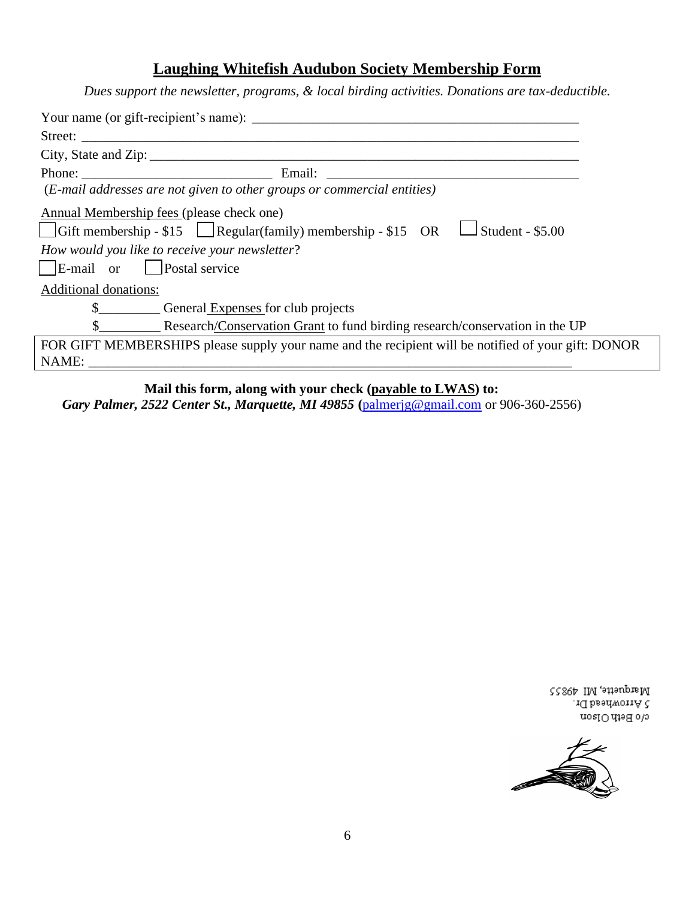## Laughing Whitefish Audubon Society Membership Form

*Dues support the newsletter, programs, & local birding activities. Donations are tax-deductible.*

Your name (or gift-recipient's name): ______________________________________________

Street: ______________________________________________________________________

City, State and Zip: _____________________________________________________________

Phone: ___________________________ Email: ___________________________________

(*E-mail addresses are not given to other groups or commercial entities)*

Annual Membership fees (please check one)

☐ Gift membership - $15 ☐ Regular(family) membership - $15 OR ☐ Student - $5.00

*How would you like to receive your newsletter*?

☐ E-mail or ☐ Postal service

Additional donations:

$_________ General Expenses for club projects

$_________ Research/Conservation Grant to fund birding research/conservation in the UP

FOR GIFT MEMBERSHIPS please supply your name and the recipient will be notified of your gift: DONOR NAME: _____________________________________________________________________

**Mail this form, along with your check (payable to LWAS) to:**

***Gary Palmer, 2522 Center St., Marquette, MI 49855*** **(**palmerjg@gmail.com or 906-360-2556)

c/o Beth Olson
5 Arrowhead Dr.
Marquette, MI 49855